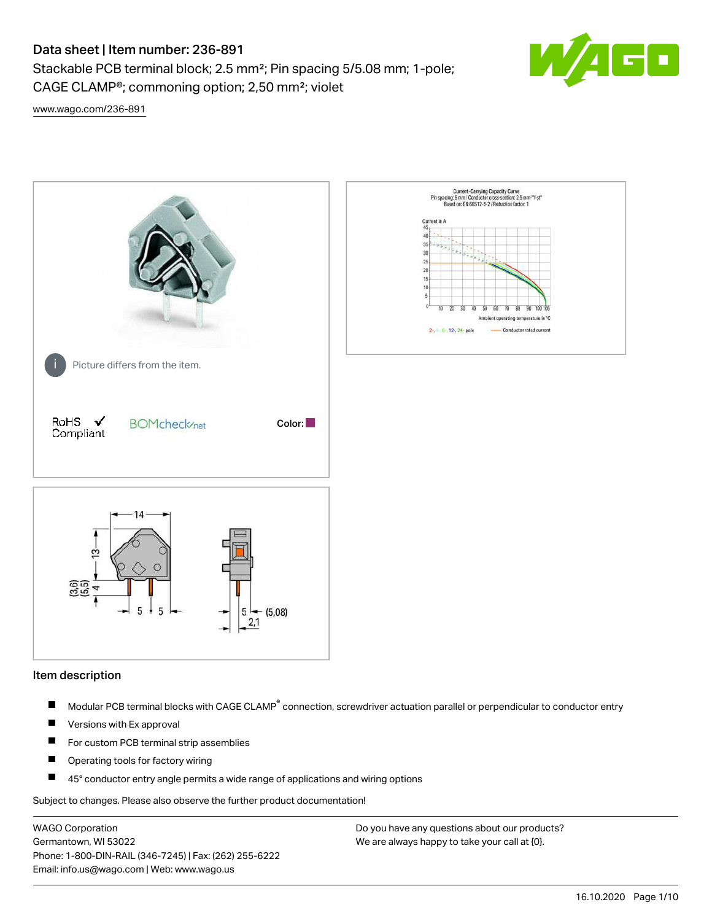# Data sheet | Item number: 236-891

Stackable PCB terminal block; 2.5 mm²; Pin spacing 5/5.08 mm; 1-pole; CAGE CLAMP®; commoning option; 2,50 mm²; violet

www.wago.com/236-891

Picture differs from the item.

RoHS Compliant ✓

Color:

## Item description

- Modular PCB terminal blocks with CAGE CLAMP® connection, screwdriver actuation parallel or perpendicular to conductor entry
- Versions with Ex approval
- For custom PCB terminal strip assemblies
- Operating tools for factory wiring
- 45° conductor entry angle permits a wide range of applications and wiring options

Subject to changes. Please also observe the further product documentation!

WAGO Corporation
Germantown, WI 53022
Phone: 1-800-DIN-RAIL (346-7245) | Fax: (262) 255-6222
Email: info.us@wago.com | Web: www.wago.us

Do you have any questions about our products?
We are always happy to take your call at {0}.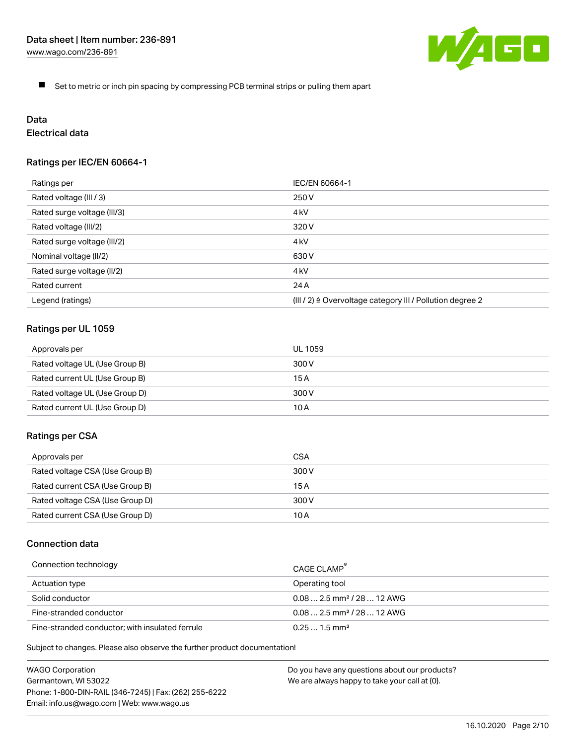- Set to metric or inch pin spacing by compressing PCB terminal strips or pulling them apart

## Data

### Electrical data

#### Ratings per IEC/EN 60664-1

| Ratings per | IEC/EN 60664-1 |
|---|---|
| Rated voltage (III / 3) | 250 V |
| Rated surge voltage (III/3) | 4 kV |
| Rated voltage (III/2) | 320 V |
| Rated surge voltage (III/2) | 4 kV |
| Nominal voltage (II/2) | 630 V |
| Rated surge voltage (II/2) | 4 kV |
| Rated current | 24 A |
| Legend (ratings) | (III / 2) ≙ Overvoltage category III / Pollution degree 2 |

#### Ratings per UL 1059

| Approvals per | UL 1059 |
|---|---|
| Rated voltage UL (Use Group B) | 300 V |
| Rated current UL (Use Group B) | 15 A |
| Rated voltage UL (Use Group D) | 300 V |
| Rated current UL (Use Group D) | 10 A |

#### Ratings per CSA

| Approvals per | CSA |
|---|---|
| Rated voltage CSA (Use Group B) | 300 V |
| Rated current CSA (Use Group B) | 15 A |
| Rated voltage CSA (Use Group D) | 300 V |
| Rated current CSA (Use Group D) | 10 A |

### Connection data

| Connection technology | CAGE CLAMP® |
|---|---|
| Actuation type | Operating tool |
| Solid conductor | 0.08 … 2.5 mm² / 28 … 12 AWG |
| Fine-stranded conductor | 0.08 … 2.5 mm² / 28 … 12 AWG |
| Fine-stranded conductor; with insulated ferrule | 0.25 … 1.5 mm² |

Subject to changes. Please also observe the further product documentation!

WAGO Corporation
Germantown, WI 53022
Phone: 1-800-DIN-RAIL (346-7245) | Fax: (262) 255-6222
Email: info.us@wago.com | Web: www.wago.us

Do you have any questions about our products?
We are always happy to take your call at {0}.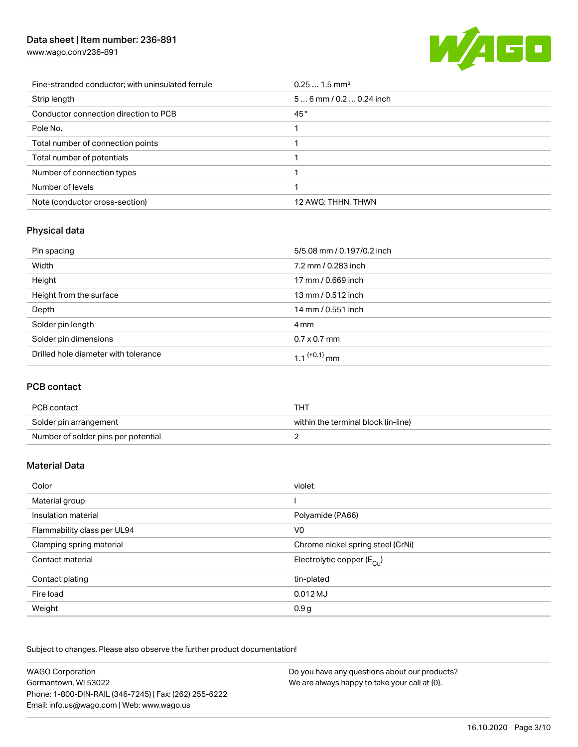| | |
|---|---|
| Fine-stranded conductor; with uninsulated ferrule | 0.25 … 1.5 mm² |
| Strip length | 5 … 6 mm / 0.2 … 0.24 inch |
| Conductor connection direction to PCB | 45 ° |
| Pole No. | 1 |
| Total number of connection points | 1 |
| Total number of potentials | 1 |
| Number of connection types | 1 |
| Number of levels | 1 |
| Note (conductor cross-section) | 12 AWG: THHN, THWN |

## Physical data

| | |
|---|---|
| Pin spacing | 5/5.08 mm / 0.197/0.2 inch |
| Width | 7.2 mm / 0.283 inch |
| Height | 17 mm / 0.669 inch |
| Height from the surface | 13 mm / 0.512 inch |
| Depth | 14 mm / 0.551 inch |
| Solder pin length | 4 mm |
| Solder pin dimensions | 0.7 x 0.7 mm |
| Drilled hole diameter with tolerance | $1.1^{(+0.1)}$ mm |

## PCB contact

| | |
|---|---|
| PCB contact | THT |
| Solder pin arrangement | within the terminal block (in-line) |
| Number of solder pins per potential | 2 |

## Material Data

| | |
|---|---|
| Color | violet |
| Material group | I |
| Insulation material | Polyamide (PA66) |
| Flammability class per UL94 | V0 |
| Clamping spring material | Chrome nickel spring steel (CrNi) |
| Contact material | Electrolytic copper ($E_{Cu}$) |
| Contact plating | tin-plated |
| Fire load | 0.012 MJ |
| Weight | 0.9 g |

Subject to changes. Please also observe the further product documentation!

WAGO Corporation
Germantown, WI 53022
Phone: 1-800-DIN-RAIL (346-7245) | Fax: (262) 255-6222
Email: info.us@wago.com | Web: www.wago.us

Do you have any questions about our products?
We are always happy to take your call at {0}.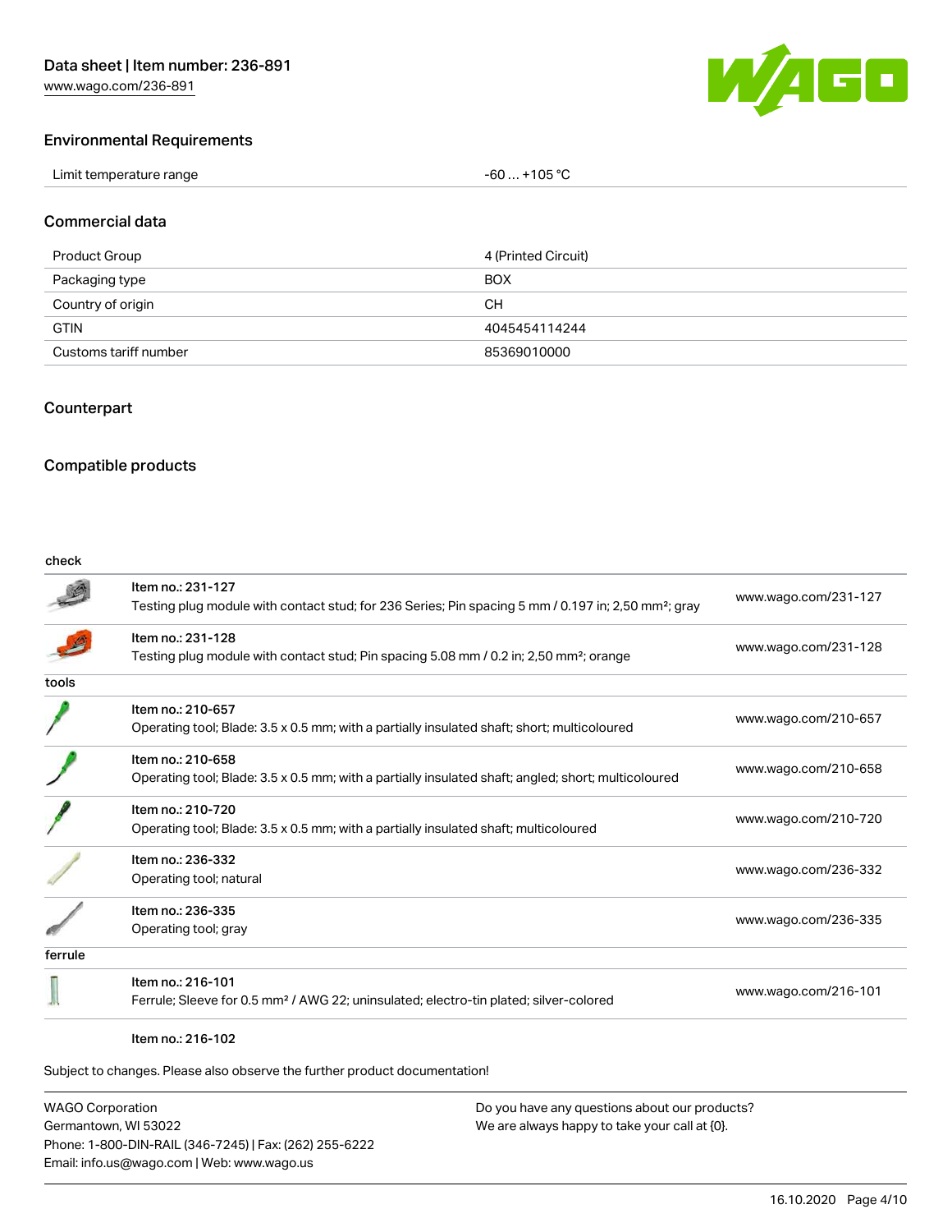## Environmental Requirements

| | |
|---|---|
| Limit temperature range | -60 … +105 °C |

## Commercial data

| | |
|---|---|
| Product Group | 4 (Printed Circuit) |
| Packaging type | BOX |
| Country of origin | CH |
| GTIN | 4045454114244 |
| Customs tariff number | 85369010000 |

## Counterpart

## Compatible products

check

| Item | Link |
|---|---|
| Item no.: 231-127<br>Testing plug module with contact stud; for 236 Series; Pin spacing 5 mm / 0.197 in; 2,50 mm²; gray | www.wago.com/231-127 |
| Item no.: 231-128<br>Testing plug module with contact stud; Pin spacing 5.08 mm / 0.2 in; 2,50 mm²; orange | www.wago.com/231-128 |

tools

| Item | Link |
|---|---|
| Item no.: 210-657<br>Operating tool; Blade: 3.5 x 0.5 mm; with a partially insulated shaft; short; multicoloured | www.wago.com/210-657 |
| Item no.: 210-658<br>Operating tool; Blade: 3.5 x 0.5 mm; with a partially insulated shaft; angled; short; multicoloured | www.wago.com/210-658 |
| Item no.: 210-720<br>Operating tool; Blade: 3.5 x 0.5 mm; with a partially insulated shaft; multicoloured | www.wago.com/210-720 |
| Item no.: 236-332<br>Operating tool; natural | www.wago.com/236-332 |
| Item no.: 236-335<br>Operating tool; gray | www.wago.com/236-335 |

ferrule

| Item | Link |
|---|---|
| Item no.: 216-101<br>Ferrule; Sleeve for 0.5 mm² / AWG 22; uninsulated; electro-tin plated; silver-colored | www.wago.com/216-101 |
| Item no.: 216-102 | |

Subject to changes. Please also observe the further product documentation!

WAGO Corporation
Germantown, WI 53022
Phone: 1-800-DIN-RAIL (346-7245) | Fax: (262) 255-6222
Email: info.us@wago.com | Web: www.wago.us

Do you have any questions about our products?
We are always happy to take your call at {0}.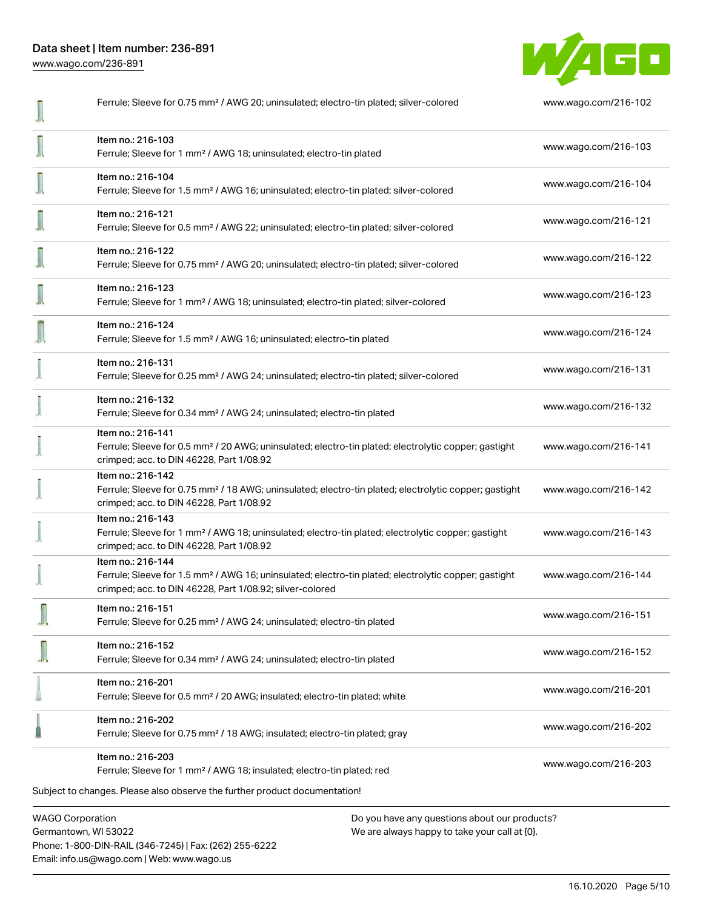| Item | Link |
| --- | --- |
| Ferrule; Sleeve for 0.75 mm² / AWG 20; uninsulated; electro-tin plated; silver-colored | www.wago.com/216-102 |
| Item no.: 216-103<br>Ferrule; Sleeve for 1 mm² / AWG 18; uninsulated; electro-tin plated | www.wago.com/216-103 |
| Item no.: 216-104<br>Ferrule; Sleeve for 1.5 mm² / AWG 16; uninsulated; electro-tin plated; silver-colored | www.wago.com/216-104 |
| Item no.: 216-121<br>Ferrule; Sleeve for 0.5 mm² / AWG 22; uninsulated; electro-tin plated; silver-colored | www.wago.com/216-121 |
| Item no.: 216-122<br>Ferrule; Sleeve for 0.75 mm² / AWG 20; uninsulated; electro-tin plated; silver-colored | www.wago.com/216-122 |
| Item no.: 216-123<br>Ferrule; Sleeve for 1 mm² / AWG 18; uninsulated; electro-tin plated; silver-colored | www.wago.com/216-123 |
| Item no.: 216-124<br>Ferrule; Sleeve for 1.5 mm² / AWG 16; uninsulated; electro-tin plated | www.wago.com/216-124 |
| Item no.: 216-131<br>Ferrule; Sleeve for 0.25 mm² / AWG 24; uninsulated; electro-tin plated; silver-colored | www.wago.com/216-131 |
| Item no.: 216-132<br>Ferrule; Sleeve for 0.34 mm² / AWG 24; uninsulated; electro-tin plated | www.wago.com/216-132 |
| Item no.: 216-141<br>Ferrule; Sleeve for 0.5 mm² / 20 AWG; uninsulated; electro-tin plated; electrolytic copper; gastight crimped; acc. to DIN 46228, Part 1/08.92 | www.wago.com/216-141 |
| Item no.: 216-142<br>Ferrule; Sleeve for 0.75 mm² / 18 AWG; uninsulated; electro-tin plated; electrolytic copper; gastight crimped; acc. to DIN 46228, Part 1/08.92 | www.wago.com/216-142 |
| Item no.: 216-143<br>Ferrule; Sleeve for 1 mm² / AWG 18; uninsulated; electro-tin plated; electrolytic copper; gastight crimped; acc. to DIN 46228, Part 1/08.92 | www.wago.com/216-143 |
| Item no.: 216-144<br>Ferrule; Sleeve for 1.5 mm² / AWG 16; uninsulated; electro-tin plated; electrolytic copper; gastight crimped; acc. to DIN 46228, Part 1/08.92; silver-colored | www.wago.com/216-144 |
| Item no.: 216-151<br>Ferrule; Sleeve for 0.25 mm² / AWG 24; uninsulated; electro-tin plated | www.wago.com/216-151 |
| Item no.: 216-152<br>Ferrule; Sleeve for 0.34 mm² / AWG 24; uninsulated; electro-tin plated | www.wago.com/216-152 |
| Item no.: 216-201<br>Ferrule; Sleeve for 0.5 mm² / 20 AWG; insulated; electro-tin plated; white | www.wago.com/216-201 |
| Item no.: 216-202<br>Ferrule; Sleeve for 0.75 mm² / 18 AWG; insulated; electro-tin plated; gray | www.wago.com/216-202 |
| Item no.: 216-203<br>Ferrule; Sleeve for 1 mm² / AWG 18; insulated; electro-tin plated; red | www.wago.com/216-203 |

Subject to changes. Please also observe the further product documentation!

WAGO Corporation
Germantown, WI 53022
Phone: 1-800-DIN-RAIL (346-7245) | Fax: (262) 255-6222
Email: info.us@wago.com | Web: www.wago.us

Do you have any questions about our products?
We are always happy to take your call at {0}.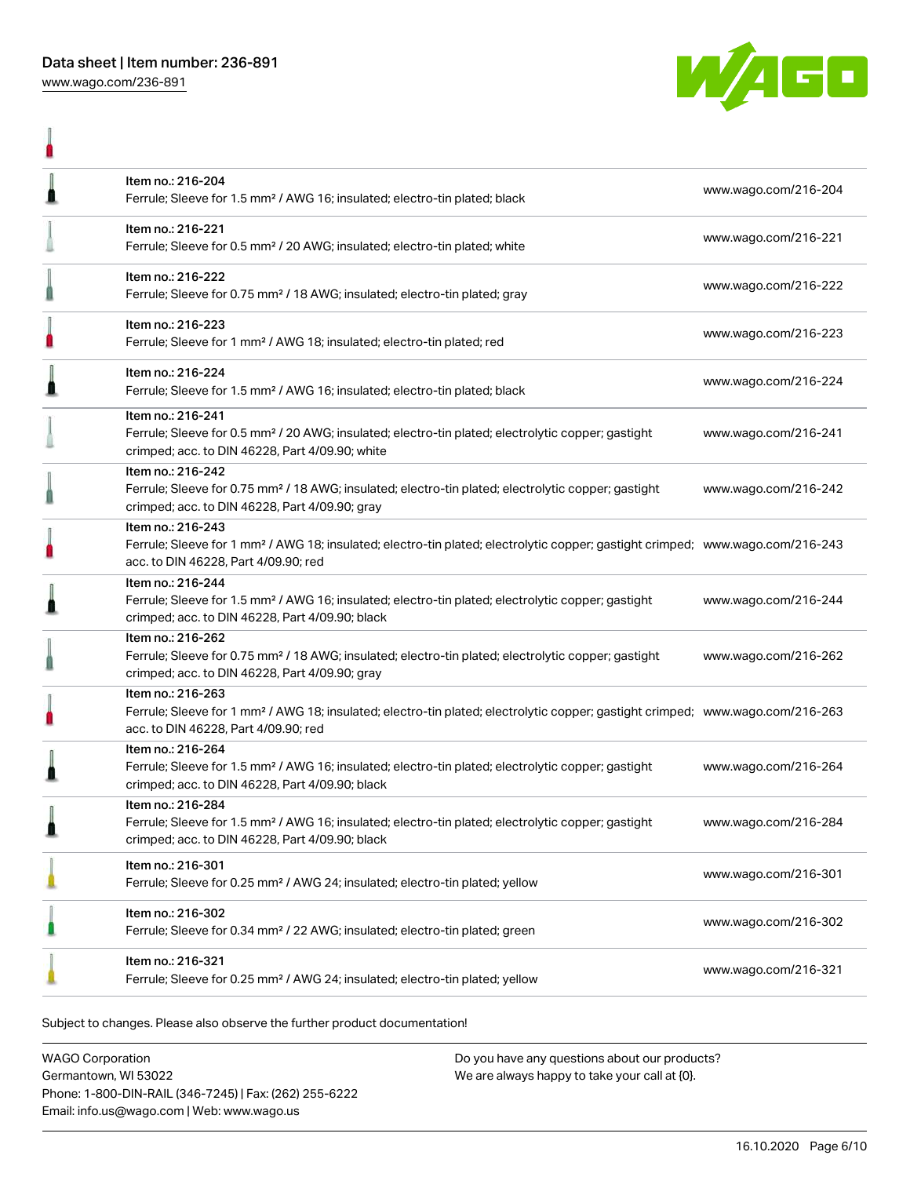| Item | URL |
| --- | --- |
| Item no.: 216-204<br>Ferrule; Sleeve for 1.5 mm² / AWG 16; insulated; electro-tin plated; black | www.wago.com/216-204 |
| Item no.: 216-221<br>Ferrule; Sleeve for 0.5 mm² / 20 AWG; insulated; electro-tin plated; white | www.wago.com/216-221 |
| Item no.: 216-222<br>Ferrule; Sleeve for 0.75 mm² / 18 AWG; insulated; electro-tin plated; gray | www.wago.com/216-222 |
| Item no.: 216-223<br>Ferrule; Sleeve for 1 mm² / AWG 18; insulated; electro-tin plated; red | www.wago.com/216-223 |
| Item no.: 216-224<br>Ferrule; Sleeve for 1.5 mm² / AWG 16; insulated; electro-tin plated; black | www.wago.com/216-224 |
| Item no.: 216-241<br>Ferrule; Sleeve for 0.5 mm² / 20 AWG; insulated; electro-tin plated; electrolytic copper; gastight crimped; acc. to DIN 46228, Part 4/09.90; white | www.wago.com/216-241 |
| Item no.: 216-242<br>Ferrule; Sleeve for 0.75 mm² / 18 AWG; insulated; electro-tin plated; electrolytic copper; gastight crimped; acc. to DIN 46228, Part 4/09.90; gray | www.wago.com/216-242 |
| Item no.: 216-243<br>Ferrule; Sleeve for 1 mm² / AWG 18; insulated; electro-tin plated; electrolytic copper; gastight crimped; acc. to DIN 46228, Part 4/09.90; red | www.wago.com/216-243 |
| Item no.: 216-244<br>Ferrule; Sleeve for 1.5 mm² / AWG 16; insulated; electro-tin plated; electrolytic copper; gastight crimped; acc. to DIN 46228, Part 4/09.90; black | www.wago.com/216-244 |
| Item no.: 216-262<br>Ferrule; Sleeve for 0.75 mm² / 18 AWG; insulated; electro-tin plated; electrolytic copper; gastight crimped; acc. to DIN 46228, Part 4/09.90; gray | www.wago.com/216-262 |
| Item no.: 216-263<br>Ferrule; Sleeve for 1 mm² / AWG 18; insulated; electro-tin plated; electrolytic copper; gastight crimped; acc. to DIN 46228, Part 4/09.90; red | www.wago.com/216-263 |
| Item no.: 216-264<br>Ferrule; Sleeve for 1.5 mm² / AWG 16; insulated; electro-tin plated; electrolytic copper; gastight crimped; acc. to DIN 46228, Part 4/09.90; black | www.wago.com/216-264 |
| Item no.: 216-284<br>Ferrule; Sleeve for 1.5 mm² / AWG 16; insulated; electro-tin plated; electrolytic copper; gastight crimped; acc. to DIN 46228, Part 4/09.90; black | www.wago.com/216-284 |
| Item no.: 216-301<br>Ferrule; Sleeve for 0.25 mm² / AWG 24; insulated; electro-tin plated; yellow | www.wago.com/216-301 |
| Item no.: 216-302<br>Ferrule; Sleeve for 0.34 mm² / 22 AWG; insulated; electro-tin plated; green | www.wago.com/216-302 |
| Item no.: 216-321<br>Ferrule; Sleeve for 0.25 mm² / AWG 24; insulated; electro-tin plated; yellow | www.wago.com/216-321 |

Subject to changes. Please also observe the further product documentation!

WAGO Corporation
Germantown, WI 53022
Phone: 1-800-DIN-RAIL (346-7245) | Fax: (262) 255-6222
Email: info.us@wago.com | Web: www.wago.us

Do you have any questions about our products?
We are always happy to take your call at {0}.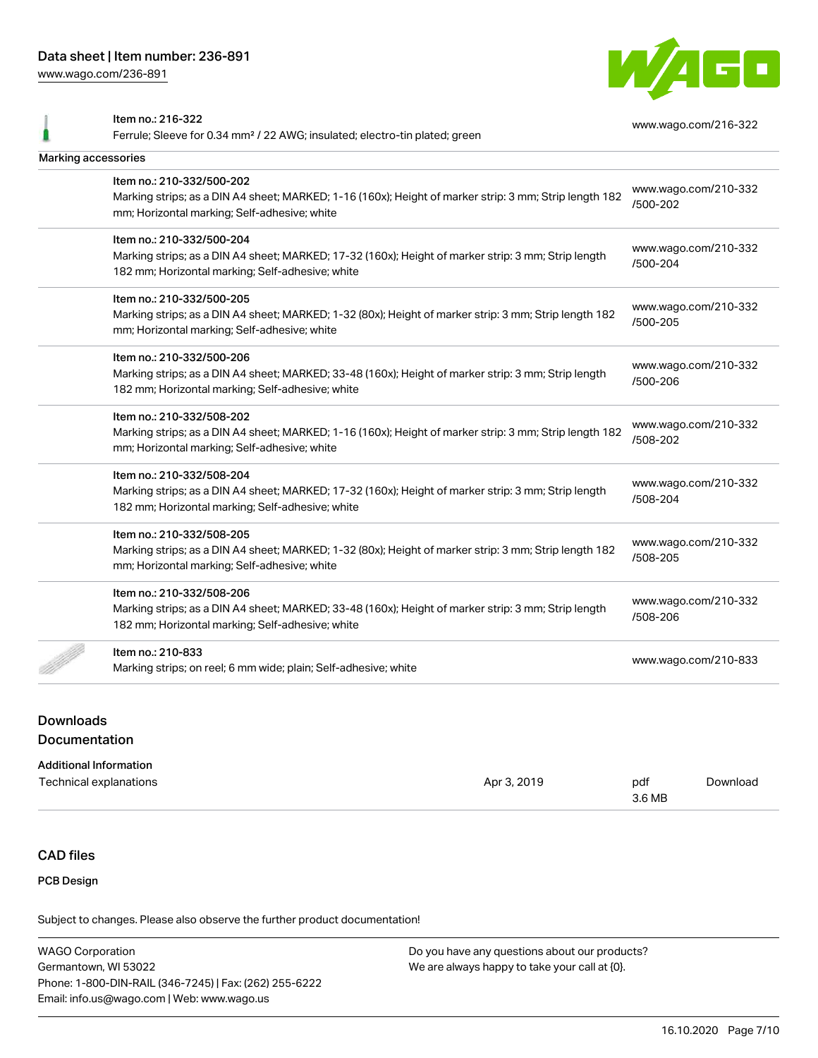| | Item no.: 216-322<br>Ferrule; Sleeve for 0.34 mm² / 22 AWG; insulated; electro-tin plated; green | www.wago.com/216-322 |
|---|---|---|

**Marking accessories**

| | Item | Link |
|---|---|---|
| | Item no.: 210-332/500-202<br>Marking strips; as a DIN A4 sheet; MARKED; 1-16 (160x); Height of marker strip: 3 mm; Strip length 182 mm; Horizontal marking; Self-adhesive; white | www.wago.com/210-332/500-202 |
| | Item no.: 210-332/500-204<br>Marking strips; as a DIN A4 sheet; MARKED; 17-32 (160x); Height of marker strip: 3 mm; Strip length 182 mm; Horizontal marking; Self-adhesive; white | www.wago.com/210-332/500-204 |
| | Item no.: 210-332/500-205<br>Marking strips; as a DIN A4 sheet; MARKED; 1-32 (80x); Height of marker strip: 3 mm; Strip length 182 mm; Horizontal marking; Self-adhesive; white | www.wago.com/210-332/500-205 |
| | Item no.: 210-332/500-206<br>Marking strips; as a DIN A4 sheet; MARKED; 33-48 (160x); Height of marker strip: 3 mm; Strip length 182 mm; Horizontal marking; Self-adhesive; white | www.wago.com/210-332/500-206 |
| | Item no.: 210-332/508-202<br>Marking strips; as a DIN A4 sheet; MARKED; 1-16 (160x); Height of marker strip: 3 mm; Strip length 182 mm; Horizontal marking; Self-adhesive; white | www.wago.com/210-332/508-202 |
| | Item no.: 210-332/508-204<br>Marking strips; as a DIN A4 sheet; MARKED; 17-32 (160x); Height of marker strip: 3 mm; Strip length 182 mm; Horizontal marking; Self-adhesive; white | www.wago.com/210-332/508-204 |
| | Item no.: 210-332/508-205<br>Marking strips; as a DIN A4 sheet; MARKED; 1-32 (80x); Height of marker strip: 3 mm; Strip length 182 mm; Horizontal marking; Self-adhesive; white | www.wago.com/210-332/508-205 |
| | Item no.: 210-332/508-206<br>Marking strips; as a DIN A4 sheet; MARKED; 33-48 (160x); Height of marker strip: 3 mm; Strip length 182 mm; Horizontal marking; Self-adhesive; white | www.wago.com/210-332/508-206 |
| | Item no.: 210-833<br>Marking strips; on reel; 6 mm wide; plain; Self-adhesive; white | www.wago.com/210-833 |

## Downloads

## Documentation

**Additional Information**

| Document | Date | Format | |
|---|---|---|---|
| Technical explanations | Apr 3, 2019 | pdf<br>3.6 MB | Download |

## CAD files

**PCB Design**

Subject to changes. Please also observe the further product documentation!

WAGO Corporation
Germantown, WI 53022
Phone: 1-800-DIN-RAIL (346-7245) | Fax: (262) 255-6222
Email: info.us@wago.com | Web: www.wago.us

Do you have any questions about our products?
We are always happy to take your call at {0}.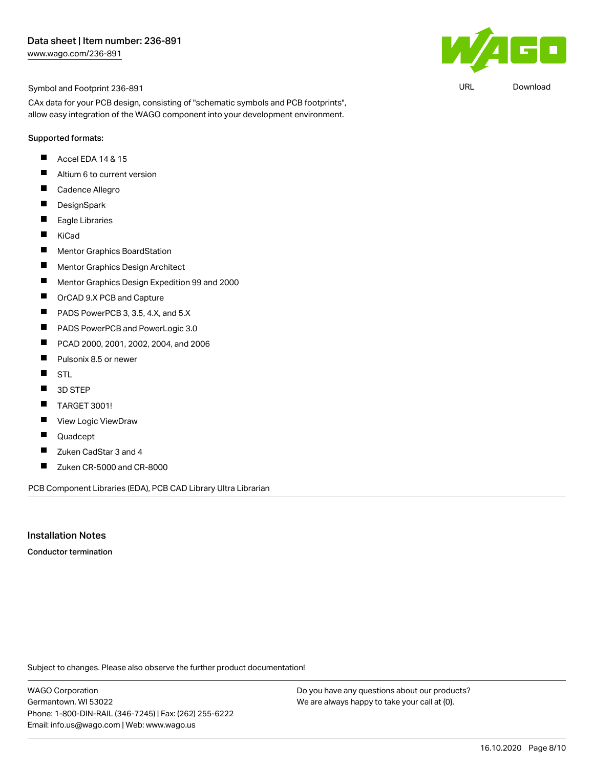Symbol and Footprint 236-891

URL Download

CAx data for your PCB design, consisting of "schematic symbols and PCB footprints", allow easy integration of the WAGO component into your development environment.

Supported formats:

- Accel EDA 14 & 15
- Altium 6 to current version
- Cadence Allegro
- DesignSpark
- Eagle Libraries
- KiCad
- Mentor Graphics BoardStation
- Mentor Graphics Design Architect
- Mentor Graphics Design Expedition 99 and 2000
- OrCAD 9.X PCB and Capture
- PADS PowerPCB 3, 3.5, 4.X, and 5.X
- PADS PowerPCB and PowerLogic 3.0
- PCAD 2000, 2001, 2002, 2004, and 2006
- Pulsonix 8.5 or newer
- STL
- 3D STEP
- TARGET 3001!
- View Logic ViewDraw
- Quadcept
- Zuken CadStar 3 and 4
- Zuken CR-5000 and CR-8000

PCB Component Libraries (EDA), PCB CAD Library Ultra Librarian

## Installation Notes

**Conductor termination**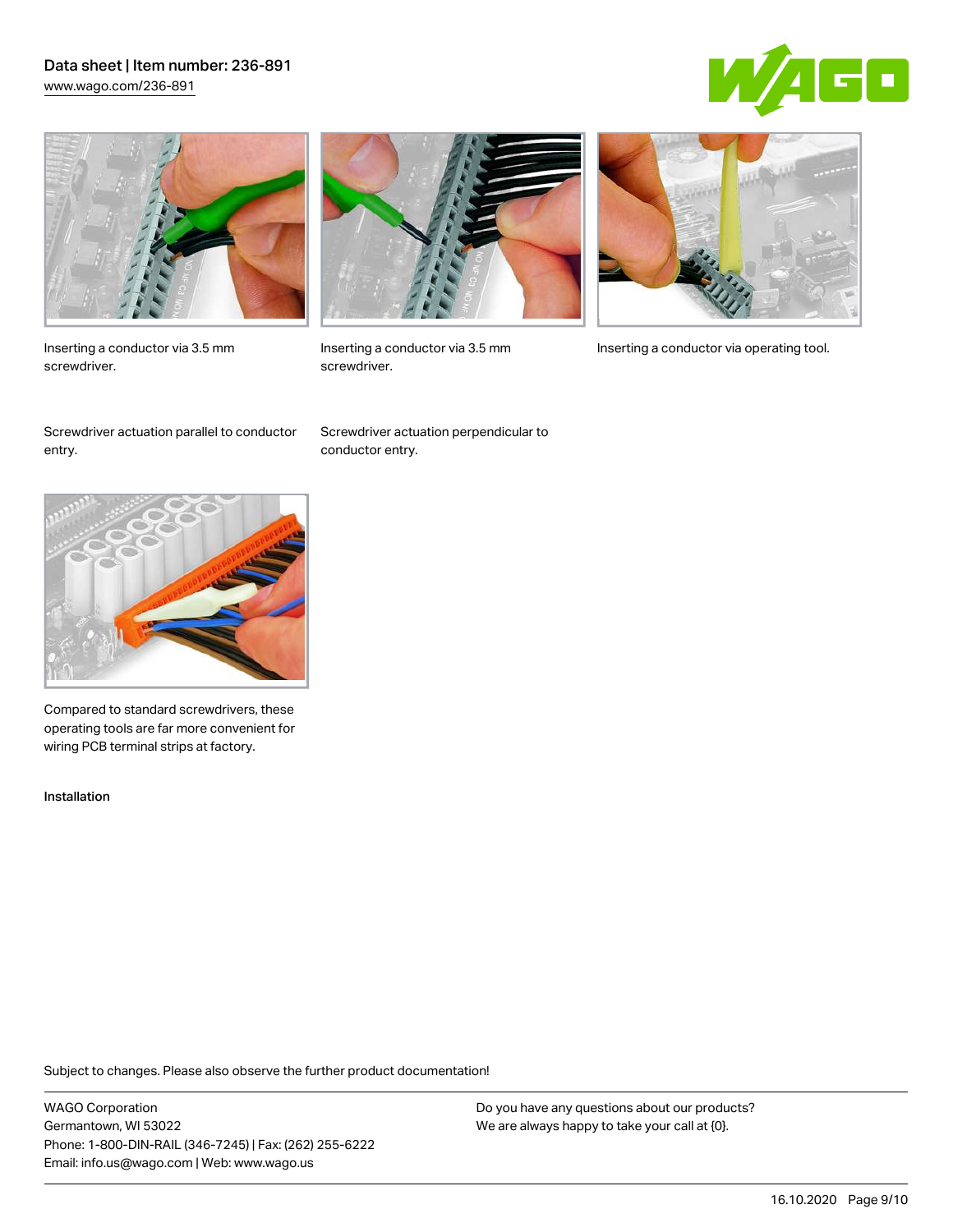Inserting a conductor via 3.5 mm screwdriver.

Inserting a conductor via 3.5 mm screwdriver.

Inserting a conductor via operating tool.

Screwdriver actuation parallel to conductor entry.

Screwdriver actuation perpendicular to conductor entry.

Compared to standard screwdrivers, these operating tools are far more convenient for wiring PCB terminal strips at factory.

Installation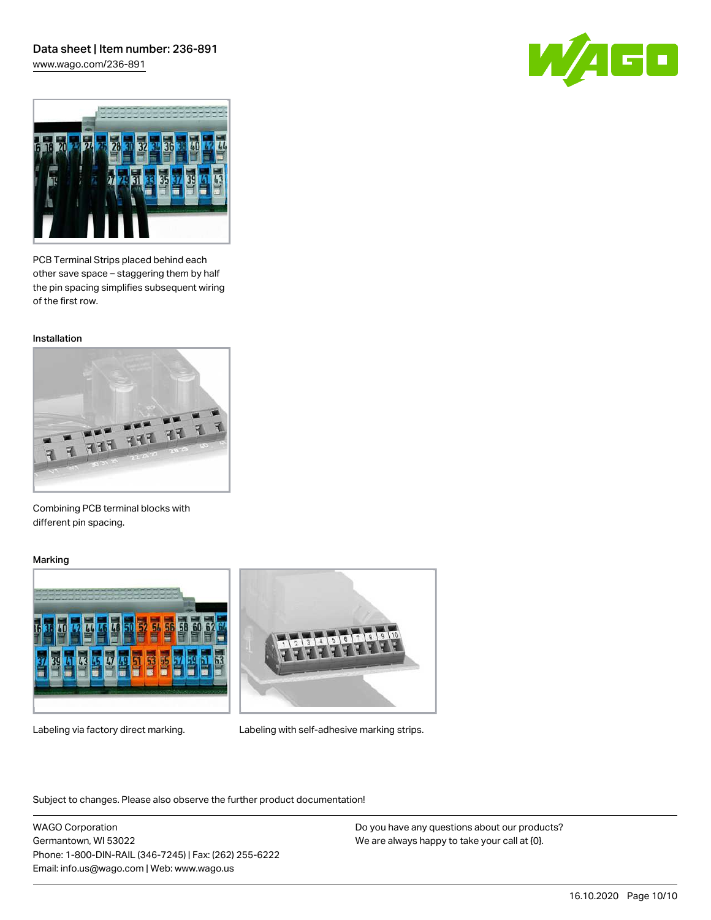PCB Terminal Strips placed behind each other save space – staggering them by half the pin spacing simplifies subsequent wiring of the first row.

## Installation

Combining PCB terminal blocks with different pin spacing.

## Marking

Labeling via factory direct marking.

Labeling with self-adhesive marking strips.

Subject to changes. Please also observe the further product documentation!

WAGO Corporation
Germantown, WI 53022
Phone: 1-800-DIN-RAIL (346-7245) | Fax: (262) 255-6222
Email: info.us@wago.com | Web: www.wago.us

Do you have any questions about our products?
We are always happy to take your call at {0}.

16.10.2020